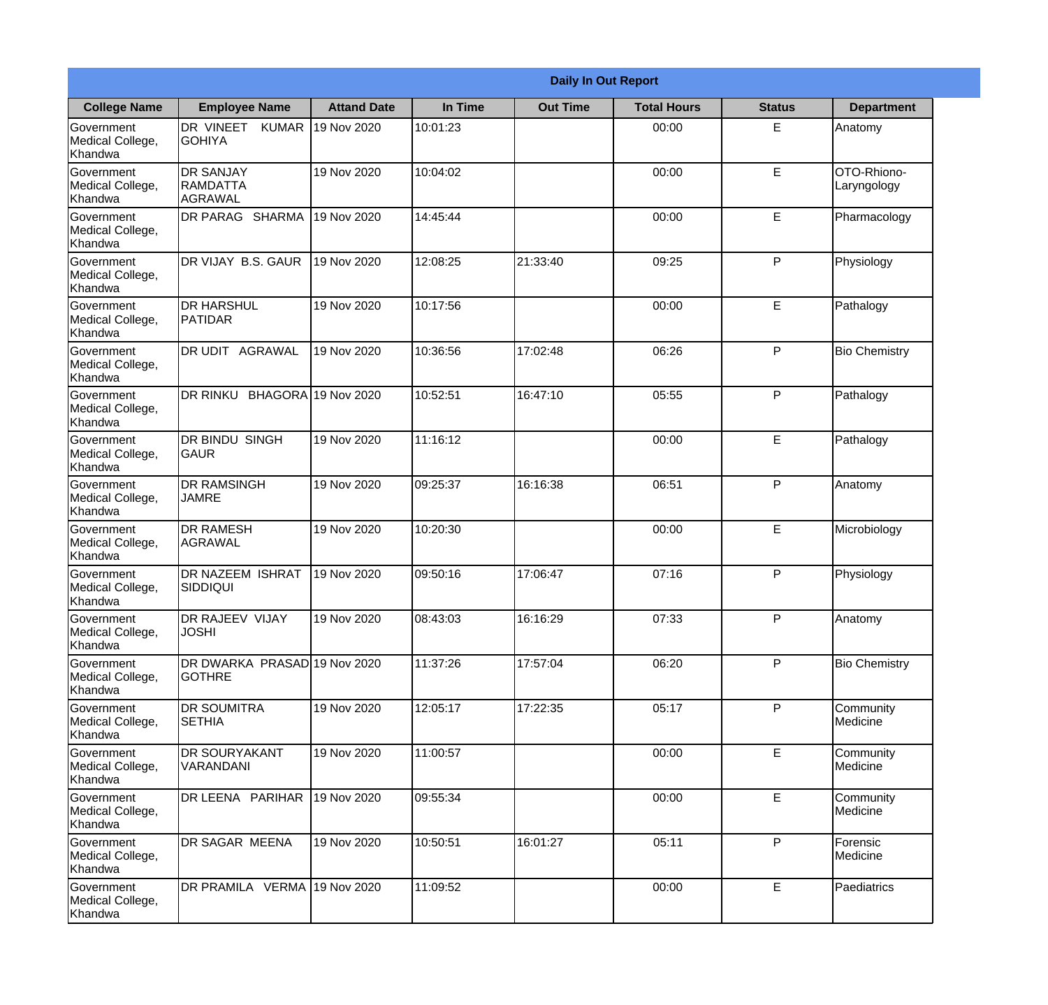| Daily In Out Report | | | | | | | |
|---|---|---|---|---|---|---|---|
| **College Name** | **Employee Name** | **Attand Date** | **In Time** | **Out Time** | **Total Hours** | **Status** | **Department** |
| Government Medical College, Khandwa | DR VINEET KUMAR GOHIYA | 19 Nov 2020 | 10:01:23 | | 00:00 | E | Anatomy |
| Government Medical College, Khandwa | DR SANJAY RAMDATTA AGRAWAL | 19 Nov 2020 | 10:04:02 | | 00:00 | E | OTO-Rhiono-Laryngology |
| Government Medical College, Khandwa | DR PARAG SHARMA | 19 Nov 2020 | 14:45:44 | | 00:00 | E | Pharmacology |
| Government Medical College, Khandwa | DR VIJAY B.S. GAUR | 19 Nov 2020 | 12:08:25 | 21:33:40 | 09:25 | P | Physiology |
| Government Medical College, Khandwa | DR HARSHUL PATIDAR | 19 Nov 2020 | 10:17:56 | | 00:00 | E | Pathalogy |
| Government Medical College, Khandwa | DR UDIT AGRAWAL | 19 Nov 2020 | 10:36:56 | 17:02:48 | 06:26 | P | Bio Chemistry |
| Government Medical College, Khandwa | DR RINKU BHAGORA | 19 Nov 2020 | 10:52:51 | 16:47:10 | 05:55 | P | Pathalogy |
| Government Medical College, Khandwa | DR BINDU SINGH GAUR | 19 Nov 2020 | 11:16:12 | | 00:00 | E | Pathalogy |
| Government Medical College, Khandwa | DR RAMSINGH JAMRE | 19 Nov 2020 | 09:25:37 | 16:16:38 | 06:51 | P | Anatomy |
| Government Medical College, Khandwa | DR RAMESH AGRAWAL | 19 Nov 2020 | 10:20:30 | | 00:00 | E | Microbiology |
| Government Medical College, Khandwa | DR NAZEEM ISHRAT SIDDIQUI | 19 Nov 2020 | 09:50:16 | 17:06:47 | 07:16 | P | Physiology |
| Government Medical College, Khandwa | DR RAJEEV VIJAY JOSHI | 19 Nov 2020 | 08:43:03 | 16:16:29 | 07:33 | P | Anatomy |
| Government Medical College, Khandwa | DR DWARKA PRASAD GOTHRE | 19 Nov 2020 | 11:37:26 | 17:57:04 | 06:20 | P | Bio Chemistry |
| Government Medical College, Khandwa | DR SOUMITRA SETHIA | 19 Nov 2020 | 12:05:17 | 17:22:35 | 05:17 | P | Community Medicine |
| Government Medical College, Khandwa | DR SOURYAKANT VARANDANI | 19 Nov 2020 | 11:00:57 | | 00:00 | E | Community Medicine |
| Government Medical College, Khandwa | DR LEENA PARIHAR | 19 Nov 2020 | 09:55:34 | | 00:00 | E | Community Medicine |
| Government Medical College, Khandwa | DR SAGAR MEENA | 19 Nov 2020 | 10:50:51 | 16:01:27 | 05:11 | P | Forensic Medicine |
| Government Medical College, Khandwa | DR PRAMILA VERMA | 19 Nov 2020 | 11:09:52 | | 00:00 | E | Paediatrics |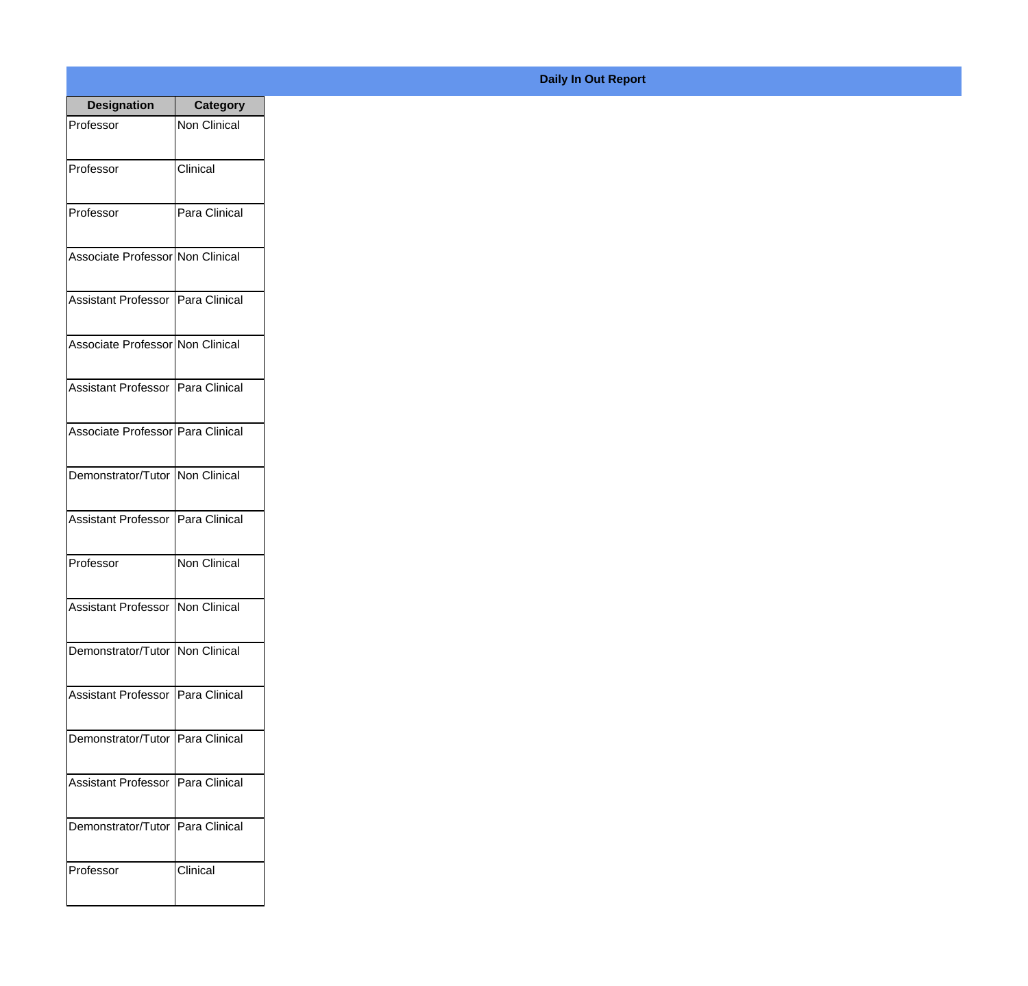**Daily In Out Report**

| Designation | Category |
|---|---|
| Professor | Non Clinical |
| Professor | Clinical |
| Professor | Para Clinical |
| Associate Professor | Non Clinical |
| Assistant Professor | Para Clinical |
| Associate Professor | Non Clinical |
| Assistant Professor | Para Clinical |
| Associate Professor | Para Clinical |
| Demonstrator/Tutor | Non Clinical |
| Assistant Professor | Para Clinical |
| Professor | Non Clinical |
| Assistant Professor | Non Clinical |
| Demonstrator/Tutor | Non Clinical |
| Assistant Professor | Para Clinical |
| Demonstrator/Tutor | Para Clinical |
| Assistant Professor | Para Clinical |
| Demonstrator/Tutor | Para Clinical |
| Professor | Clinical |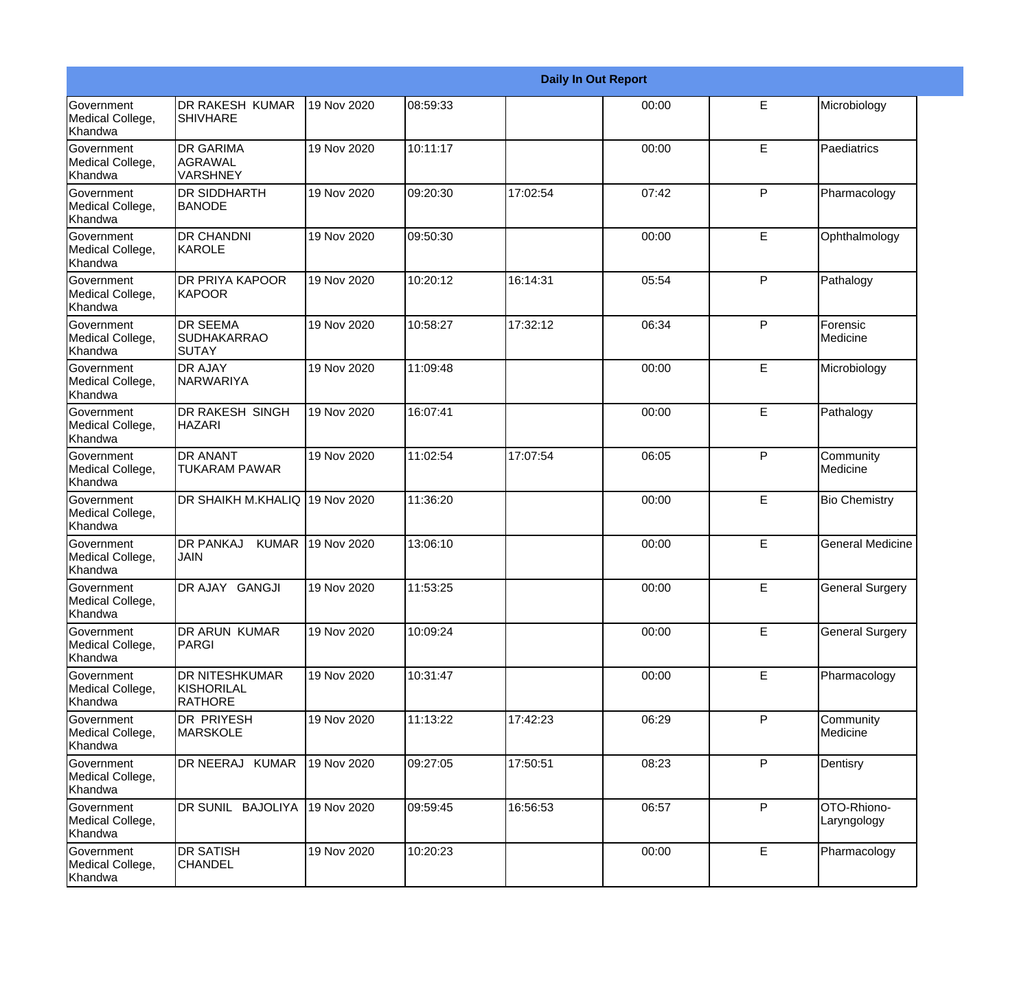| Daily In Out Report | | | | | | | |
|---|---|---|---|---|---|---|---|
| Government Medical College, Khandwa | DR RAKESH KUMAR SHIVHARE | 19 Nov 2020 | 08:59:33 | | 00:00 | E | Microbiology |
| Government Medical College, Khandwa | DR GARIMA AGRAWAL VARSHNEY | 19 Nov 2020 | 10:11:17 | | 00:00 | E | Paediatrics |
| Government Medical College, Khandwa | DR SIDDHARTH BANODE | 19 Nov 2020 | 09:20:30 | 17:02:54 | 07:42 | P | Pharmacology |
| Government Medical College, Khandwa | DR CHANDNI KAROLE | 19 Nov 2020 | 09:50:30 | | 00:00 | E | Ophthalmology |
| Government Medical College, Khandwa | DR PRIYA KAPOOR KAPOOR | 19 Nov 2020 | 10:20:12 | 16:14:31 | 05:54 | P | Pathalogy |
| Government Medical College, Khandwa | DR SEEMA SUDHAKARRAO SUTAY | 19 Nov 2020 | 10:58:27 | 17:32:12 | 06:34 | P | Forensic Medicine |
| Government Medical College, Khandwa | DR AJAY NARWARIYA | 19 Nov 2020 | 11:09:48 | | 00:00 | E | Microbiology |
| Government Medical College, Khandwa | DR RAKESH SINGH HAZARI | 19 Nov 2020 | 16:07:41 | | 00:00 | E | Pathalogy |
| Government Medical College, Khandwa | DR ANANT TUKARAM PAWAR | 19 Nov 2020 | 11:02:54 | 17:07:54 | 06:05 | P | Community Medicine |
| Government Medical College, Khandwa | DR SHAIKH M.KHALIQ | 19 Nov 2020 | 11:36:20 | | 00:00 | E | Bio Chemistry |
| Government Medical College, Khandwa | DR PANKAJ KUMAR JAIN | 19 Nov 2020 | 13:06:10 | | 00:00 | E | General Medicine |
| Government Medical College, Khandwa | DR AJAY GANGJI | 19 Nov 2020 | 11:53:25 | | 00:00 | E | General Surgery |
| Government Medical College, Khandwa | DR ARUN KUMAR PARGI | 19 Nov 2020 | 10:09:24 | | 00:00 | E | General Surgery |
| Government Medical College, Khandwa | DR NITESHKUMAR KISHORILAL RATHORE | 19 Nov 2020 | 10:31:47 | | 00:00 | E | Pharmacology |
| Government Medical College, Khandwa | DR PRIYESH MARSKOLE | 19 Nov 2020 | 11:13:22 | 17:42:23 | 06:29 | P | Community Medicine |
| Government Medical College, Khandwa | DR NEERAJ KUMAR | 19 Nov 2020 | 09:27:05 | 17:50:51 | 08:23 | P | Dentisry |
| Government Medical College, Khandwa | DR SUNIL BAJOLIYA | 19 Nov 2020 | 09:59:45 | 16:56:53 | 06:57 | P | OTO-Rhiono-Laryngology |
| Government Medical College, Khandwa | DR SATISH CHANDEL | 19 Nov 2020 | 10:20:23 | | 00:00 | E | Pharmacology |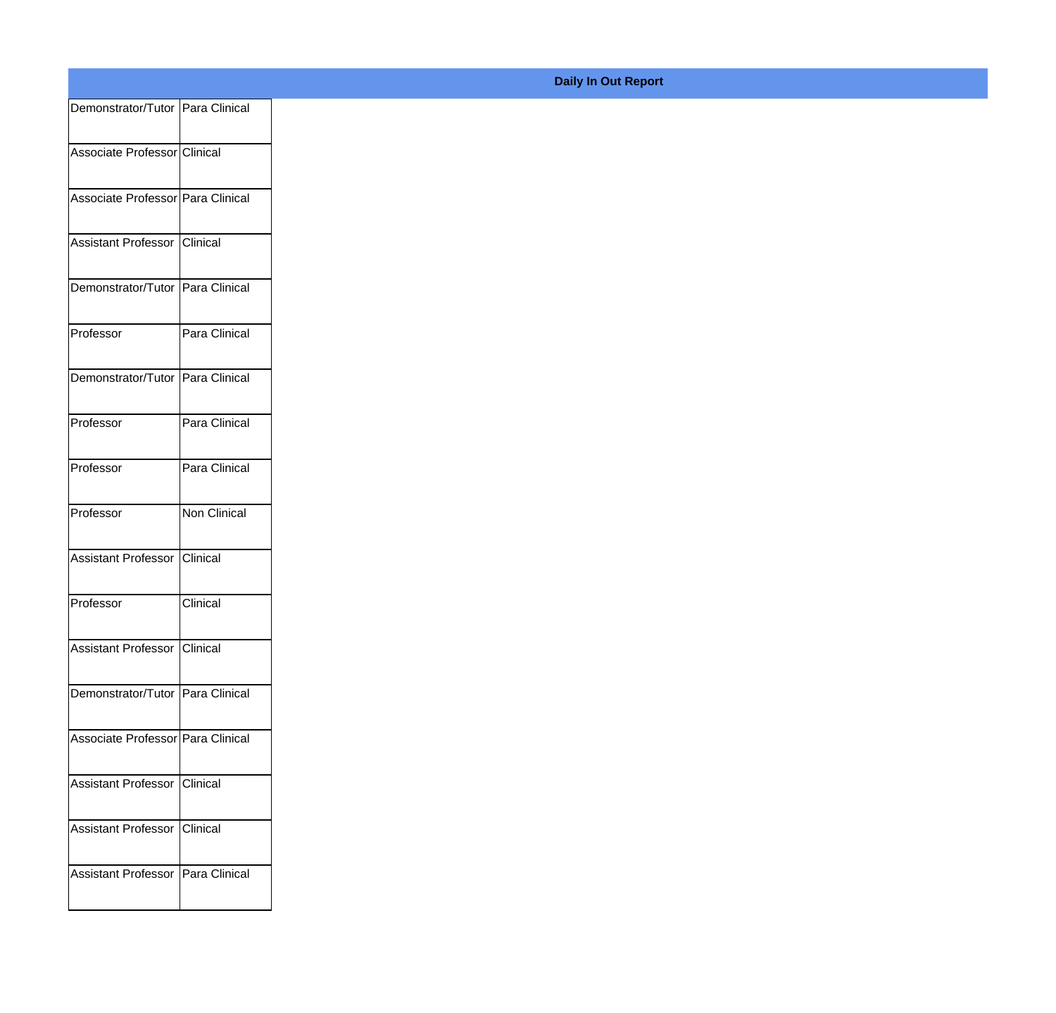**Daily In Out Report**

| | |
|---|---|
| Demonstrator/Tutor | Para Clinical |
| Associate Professor | Clinical |
| Associate Professor | Para Clinical |
| Assistant Professor | Clinical |
| Demonstrator/Tutor | Para Clinical |
| Professor | Para Clinical |
| Demonstrator/Tutor | Para Clinical |
| Professor | Para Clinical |
| Professor | Para Clinical |
| Professor | Non Clinical |
| Assistant Professor | Clinical |
| Professor | Clinical |
| Assistant Professor | Clinical |
| Demonstrator/Tutor | Para Clinical |
| Associate Professor | Para Clinical |
| Assistant Professor | Clinical |
| Assistant Professor | Clinical |
| Assistant Professor | Para Clinical |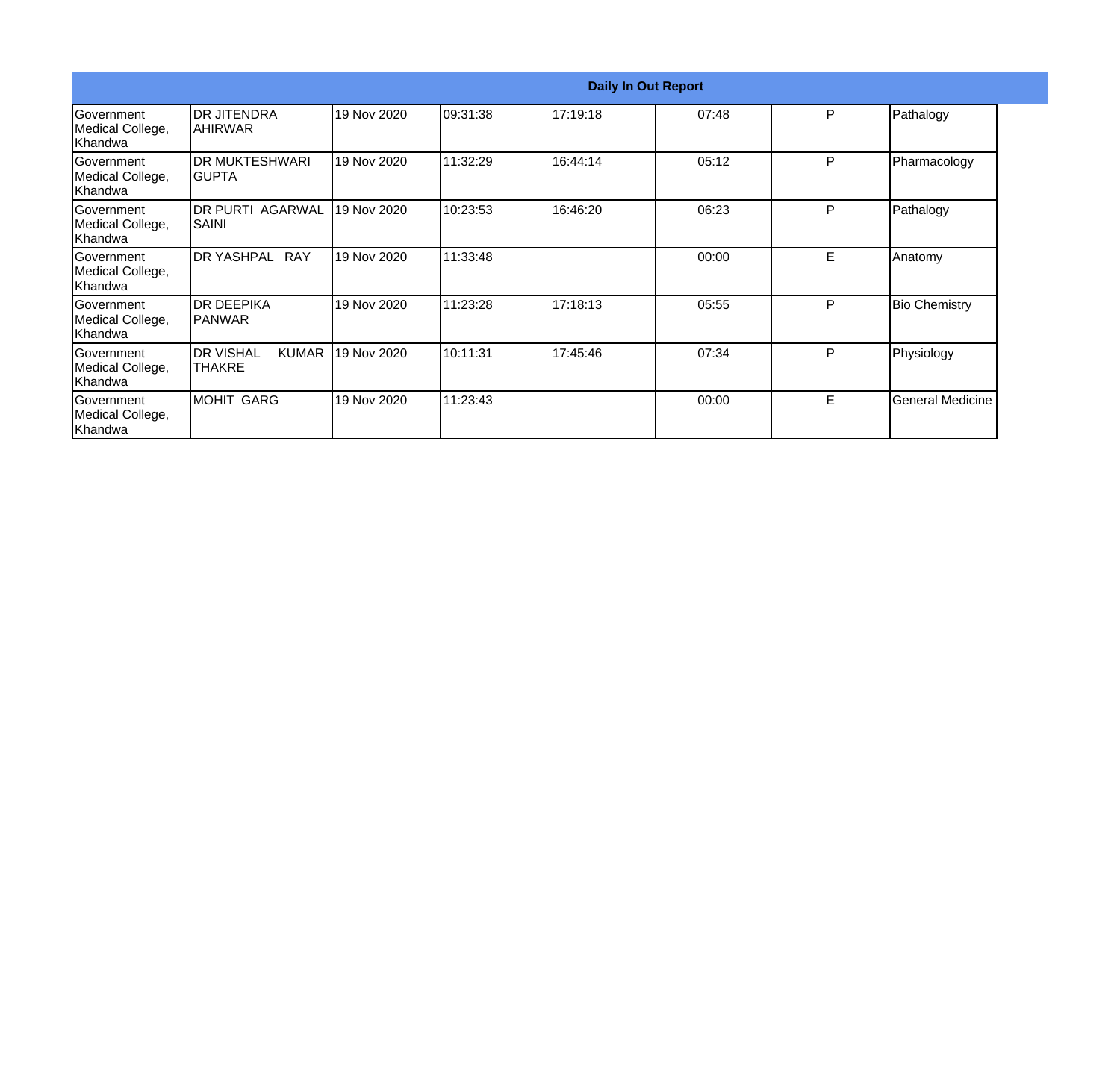| Daily In Out Report | | | | | | | |
|---|---|---|---|---|---|---|---|
| Government Medical College, Khandwa | DR JITENDRA AHIRWAR | 19 Nov 2020 | 09:31:38 | 17:19:18 | 07:48 | P | Pathalogy |
| Government Medical College, Khandwa | DR MUKTESHWARI GUPTA | 19 Nov 2020 | 11:32:29 | 16:44:14 | 05:12 | P | Pharmacology |
| Government Medical College, Khandwa | DR PURTI AGARWAL SAINI | 19 Nov 2020 | 10:23:53 | 16:46:20 | 06:23 | P | Pathalogy |
| Government Medical College, Khandwa | DR YASHPAL RAY | 19 Nov 2020 | 11:33:48 | | 00:00 | E | Anatomy |
| Government Medical College, Khandwa | DR DEEPIKA PANWAR | 19 Nov 2020 | 11:23:28 | 17:18:13 | 05:55 | P | Bio Chemistry |
| Government Medical College, Khandwa | DR VISHAL KUMAR THAKRE | 19 Nov 2020 | 10:11:31 | 17:45:46 | 07:34 | P | Physiology |
| Government Medical College, Khandwa | MOHIT GARG | 19 Nov 2020 | 11:23:43 | | 00:00 | E | General Medicine |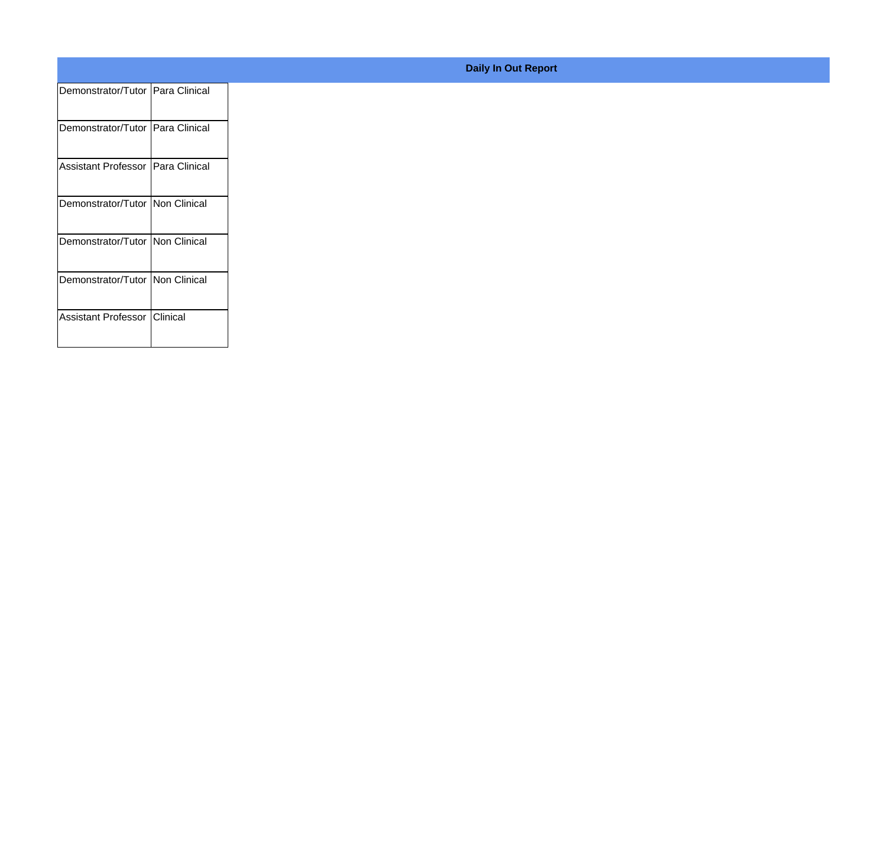**Daily In Out Report**

| | |
|---|---|
| Demonstrator/Tutor | Para Clinical |
| Demonstrator/Tutor | Para Clinical |
| Assistant Professor | Para Clinical |
| Demonstrator/Tutor | Non Clinical |
| Demonstrator/Tutor | Non Clinical |
| Demonstrator/Tutor | Non Clinical |
| Assistant Professor | Clinical |